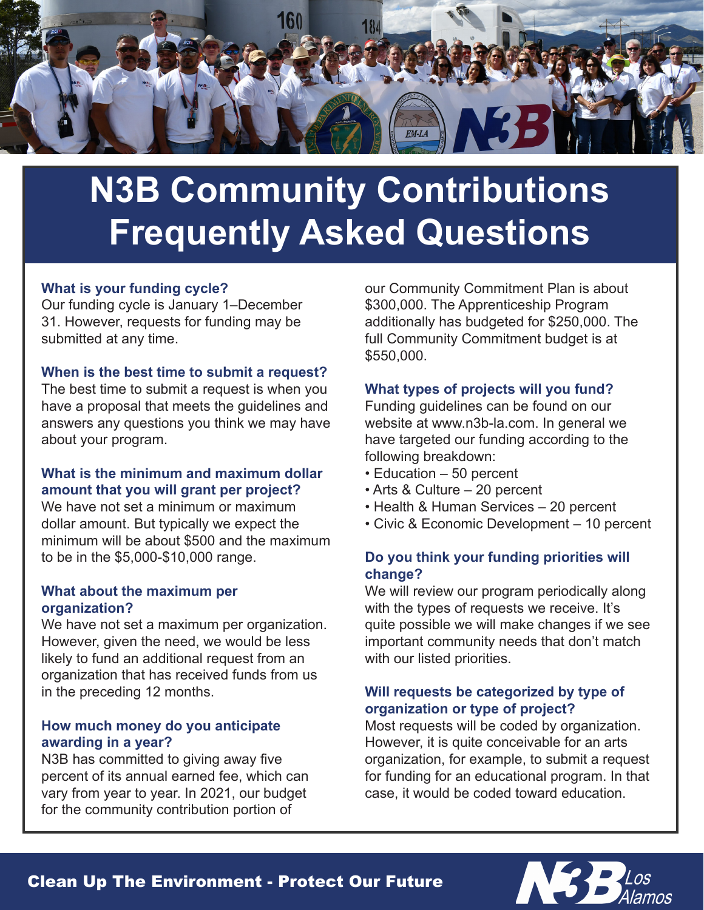# N3B Community Contributions Frequently Asked Questions

### What is your funding cycle?

Our funding cycle is January 1–December 31. However, requests for funding may be submitted at any time.

### When is the best time to submit a request?

The best time to submit a request is when you have a proposal that meets the guidelines and answers any questions you think we may have about your program.

### What is the minimum and maximum dollar amount that you will grant per project?

We have not set a minimum or maximum dollar amount. But typically we expect the minimum will be about $500 and the maximum to be in the $5,000-$10,000 range.

### What about the maximum per organization?

We have not set a maximum per organization. However, given the need, we would be less likely to fund an additional request from an organization that has received funds from us in the preceding 12 months.

### How much money do you anticipate awarding in a year?

N3B has committed to giving away five percent of its annual earned fee, which can vary from year to year. In 2021, our budget for the community contribution portion of our Community Commitment Plan is about $300,000. The Apprenticeship Program additionally has budgeted for $250,000. The full Community Commitment budget is at $550,000.

### What types of projects will you fund?

Funding guidelines can be found on our website at www.n3b-la.com. In general we have targeted our funding according to the following breakdown:

- Education – 50 percent
- Arts & Culture – 20 percent
- Health & Human Services – 20 percent
- Civic & Economic Development – 10 percent

### Do you think your funding priorities will change?

We will review our program periodically along with the types of requests we receive. It's quite possible we will make changes if we see important community needs that don't match with our listed priorities.

### Will requests be categorized by type of organization or type of project?

Most requests will be coded by organization. However, it is quite conceivable for an arts organization, for example, to submit a request for funding for an educational program. In that case, it would be coded toward education.

**Clean Up The Environment - Protect Our Future**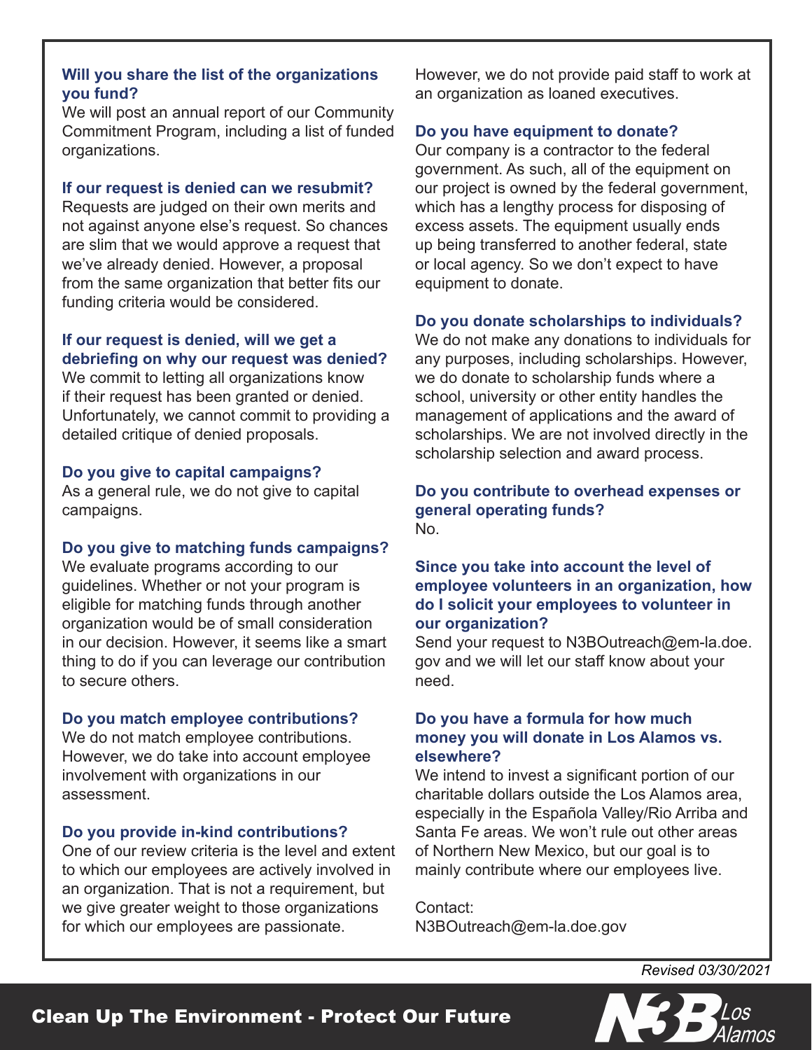**Will you share the list of the organizations you fund?**
We will post an annual report of our Community Commitment Program, including a list of funded organizations.

**If our request is denied can we resubmit?**
Requests are judged on their own merits and not against anyone else's request. So chances are slim that we would approve a request that we've already denied. However, a proposal from the same organization that better fits our funding criteria would be considered.

**If our request is denied, will we get a debriefing on why our request was denied?**
We commit to letting all organizations know if their request has been granted or denied. Unfortunately, we cannot commit to providing a detailed critique of denied proposals.

**Do you give to capital campaigns?**
As a general rule, we do not give to capital campaigns.

**Do you give to matching funds campaigns?**
We evaluate programs according to our guidelines. Whether or not your program is eligible for matching funds through another organization would be of small consideration in our decision. However, it seems like a smart thing to do if you can leverage our contribution to secure others.

**Do you match employee contributions?**
We do not match employee contributions. However, we do take into account employee involvement with organizations in our assessment.

**Do you provide in-kind contributions?**
One of our review criteria is the level and extent to which our employees are actively involved in an organization. That is not a requirement, but we give greater weight to those organizations for which our employees are passionate. However, we do not provide paid staff to work at an organization as loaned executives.

**Do you have equipment to donate?**
Our company is a contractor to the federal government. As such, all of the equipment on our project is owned by the federal government, which has a lengthy process for disposing of excess assets. The equipment usually ends up being transferred to another federal, state or local agency. So we don't expect to have equipment to donate.

**Do you donate scholarships to individuals?**
We do not make any donations to individuals for any purposes, including scholarships. However, we do donate to scholarship funds where a school, university or other entity handles the management of applications and the award of scholarships. We are not involved directly in the scholarship selection and award process.

**Do you contribute to overhead expenses or general operating funds?**
No.

**Since you take into account the level of employee volunteers in an organization, how do I solicit your employees to volunteer in our organization?**
Send your request to N3BOutreach@em-la.doe.gov and we will let our staff know about your need.

**Do you have a formula for how much money you will donate in Los Alamos vs. elsewhere?**
We intend to invest a significant portion of our charitable dollars outside the Los Alamos area, especially in the Española Valley/Rio Arriba and Santa Fe areas. We won't rule out other areas of Northern New Mexico, but our goal is to mainly contribute where our employees live.

Contact:
N3BOutreach@em-la.doe.gov

*Revised 03/30/2021*

**Clean Up The Environment - Protect Our Future**

N3B Los Alamos